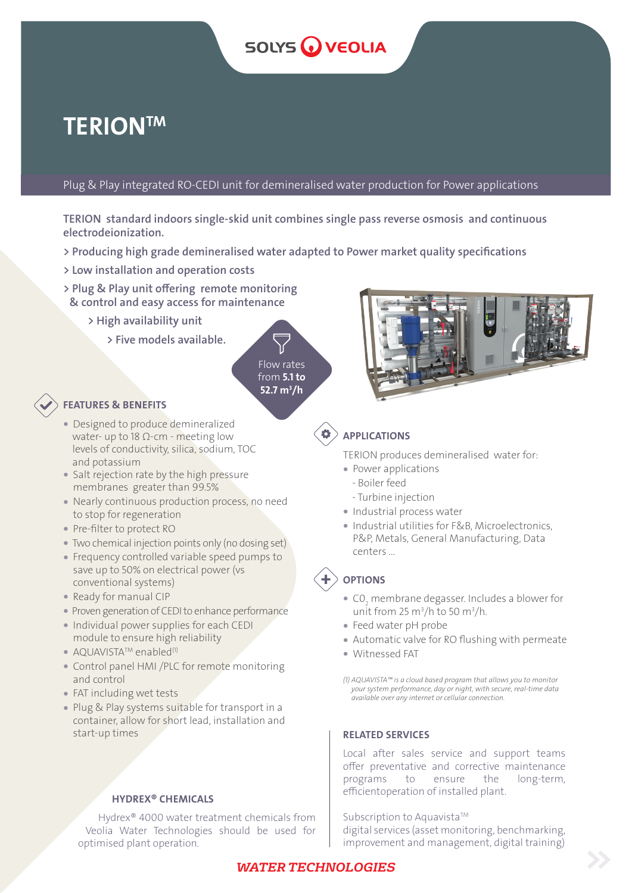SOLYS VEOLIA

# TERION™

Plug & Play integrated RO-CEDI unit for demineralised water production for Power applications

**TERION standard indoors single-skid unit combines single pass reverse osmosis and continuous electrodeionization.**

**> Producing high grade demineralised water adapted to Power market quality specifications**

**> Low installation and operation costs**

**> Plug & Play unit offering remote monitoring & control and easy access for maintenance**

**> High availability unit**

**> Five models available.**

Flow rates from **5.1 to 52.7 m³/h**

## FEATURES & BENEFITS

- Designed to produce demineralized water- up to 18 Ω-cm - meeting low levels of conductivity, silica, sodium, TOC and potassium
- Salt rejection rate by the high pressure membranes greater than 99.5%
- Nearly continuous production process, no need to stop for regeneration
- Pre-filter to protect RO
- Two chemical injection points only (no dosing set)
- Frequency controlled variable speed pumps to save up to 50% on electrical power (vs conventional systems)
- Ready for manual CIP
- Proven generation of CEDI to enhance performance
- Individual power supplies for each CEDI module to ensure high reliability
- AQUAVISTA™ enabled[1]
- Control panel HMI /PLC for remote monitoring and control
- FAT including wet tests
- Plug & Play systems suitable for transport in a container, allow for short lead, installation and start-up times

## APPLICATIONS

TERION produces demineralised water for:

- Power applications
  - Boiler feed
  - Turbine injection
- Industrial process water
- Industrial utilities for F&B, Microelectronics, P&P, Metals, General Manufacturing, Data centers ...

## OPTIONS

- $CO_2$ membrane degasser. Includes a blower for unit from 25 m³/h to 50 m³/h.
- Feed water pH probe
- Automatic valve for RO flushing with permeate
- Witnessed FAT

*(1) AQUAVISTA™ is a cloud based program that allows you to monitor your system performance, day or night, with secure, real-time data available over any internet or cellular connection.*

## HYDREX® CHEMICALS

Hydrex® 4000 water treatment chemicals from Veolia Water Technologies should be used for optimised plant operation.

## RELATED SERVICES

Local after sales service and support teams offer preventative and corrective maintenance programs to ensure the long-term, efficientoperation of installed plant.

Subscription to Aquavista™ digital services (asset monitoring, benchmarking, improvement and management, digital training)

**WATER TECHNOLOGIES**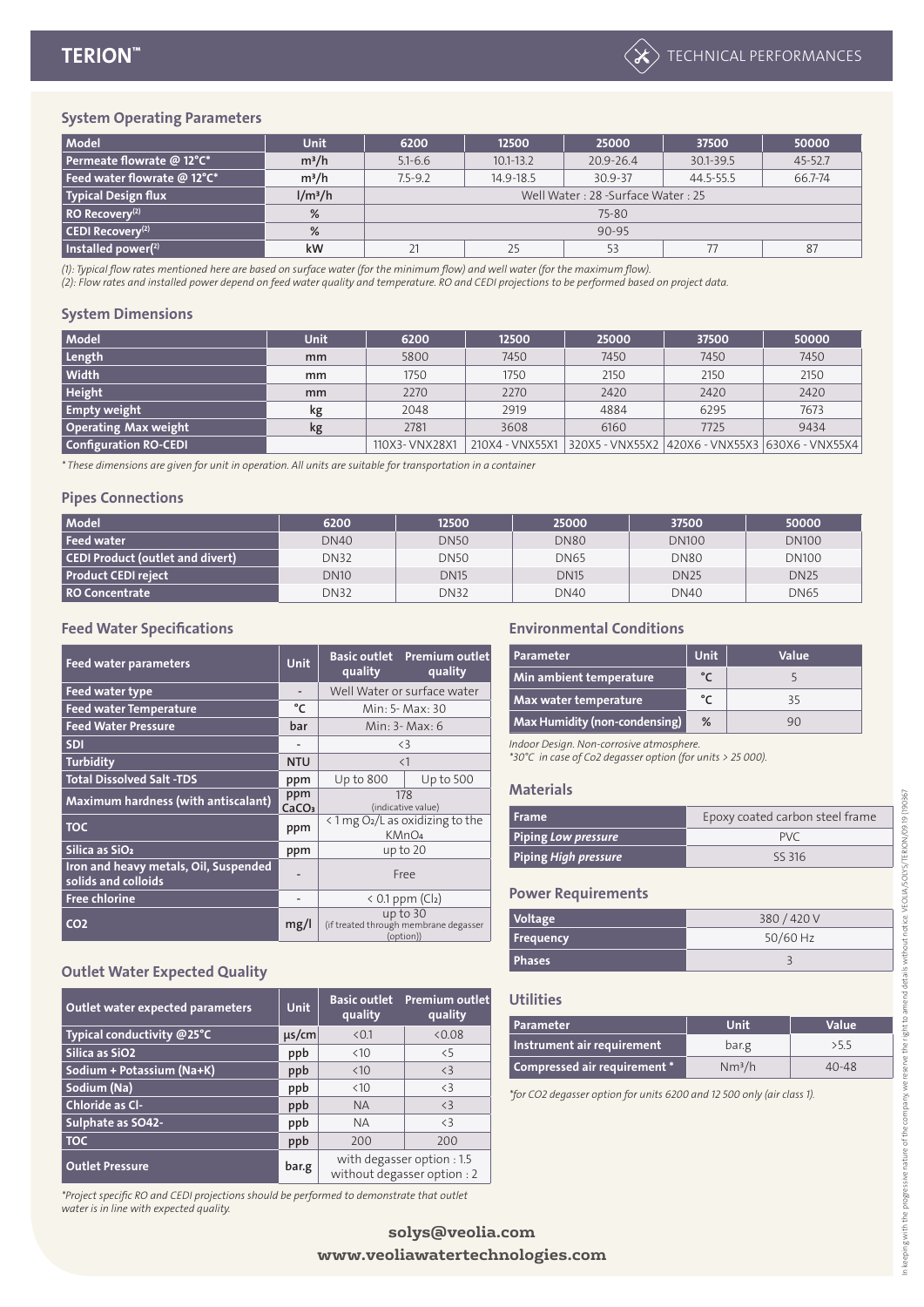# TERION™

TECHNICAL PERFORMANCES

## System Operating Parameters

| Model | Unit | 6200 | 12500 | 25000 | 37500 | 50000 |
|---|---|---|---|---|---|---|
| Permeate flowrate @ 12°C* | $m^3/h$ | 5.1-6.6 | 10.1-13.2 | 20.9-26.4 | 30.1-39.5 | 45-52.7 |
| Feed water flowrate @ 12°C* | $m^3/h$ | 7.5-9.2 | 14.9-18.5 | 30.9-37 | 44.5-55.5 | 66.7-74 |
| Typical Design flux | $l/m^2/h$ | Well Water : 28 -Surface Water : 25 | | | | |
| RO Recovery(2) | % | 75-80 | | | | |
| CEDI Recovery(2) | % | 90-95 | | | | |
| Installed power(2) | kW | 21 | 25 | 53 | 77 | 87 |

*(1): Typical flow rates mentioned here are based on surface water (for the minimum flow) and well water (for the maximum flow).*
*(2): Flow rates and installed power depend on feed water quality and temperature. RO and CEDI projections to be performed based on project data.*

## System Dimensions

| Model | Unit | 6200 | 12500 | 25000 | 37500 | 50000 |
|---|---|---|---|---|---|---|
| Length | mm | 5800 | 7450 | 7450 | 7450 | 7450 |
| Width | mm | 1750 | 1750 | 2150 | 2150 | 2150 |
| Height | mm | 2270 | 2270 | 2420 | 2420 | 2420 |
| Empty weight | kg | 2048 | 2919 | 4884 | 6295 | 7673 |
| Operating Max weight | kg | 2781 | 3608 | 6160 | 7725 | 9434 |
| Configuration RO-CEDI | | 110X3- VNX28X1 | 210X4 - VNX55X1 | 320X5 - VNX55X2 | 420X6 - VNX55X3 | 630X6 - VNX55X4 |

*\* These dimensions are given for unit in operation. All units are suitable for transportation in a container*

## Pipes Connections

| Model | 6200 | 12500 | 25000 | 37500 | 50000 |
|---|---|---|---|---|---|
| Feed water | DN40 | DN50 | DN80 | DN100 | DN100 |
| CEDI Product (outlet and divert) | DN32 | DN50 | DN65 | DN80 | DN100 |
| Product CEDI reject | DN10 | DN15 | DN15 | DN25 | DN25 |
| RO Concentrate | DN32 | DN32 | DN40 | DN40 | DN65 |

## Feed Water Specifications

| Feed water parameters | Unit | Basic outlet quality | Premium outlet quality |
|---|---|---|---|
| Feed water type | - | Well Water or surface water | |
| Feed water Temperature | °C | Min: 5- Max: 30 | |
| Feed Water Pressure | bar | Min: 3- Max: 6 | |
| SDI | - | <3 | |
| Turbidity | NTU | <1 | |
| Total Dissolved Salt -TDS | ppm | Up to 800 | Up to 500 |
| Maximum hardness (with antiscalant) | ppm $CaCO_3$ | 178 (indicative value) | |
| TOC | ppm | < 1 mg $O_2$/L as oxidizing to the $KMnO_4$ | |
| Silica as $SiO_2$ | ppm | up to 20 | |
| Iron and heavy metals, Oil, Suspended solids and colloids | - | Free | |
| Free chlorine | - | < 0.1 ppm ($Cl_2$) | |
| CO2 | mg/l | up to 30 (if treated through membrane degasser (option)) | |

## Outlet Water Expected Quality

| Outlet water expected parameters | Unit | Basic outlet quality | Premium outlet quality |
|---|---|---|---|
| Typical conductivity @25°C | µs/cm | <0.1 | <0.08 |
| Silica as SiO2 | ppb | <10 | <5 |
| Sodium + Potassium (Na+K) | ppb | <10 | <3 |
| Sodium (Na) | ppb | <10 | <3 |
| Chloride as Cl- | ppb | NA | <3 |
| Sulphate as SO42- | ppb | NA | <3 |
| TOC | ppb | 200 | 200 |
| Outlet Pressure | bar.g | with degasser option : 1.5 without degasser option : 2 | |

*\*Project specific RO and CEDI projections should be performed to demonstrate that outlet water is in line with expected quality.*

## Environmental Conditions

| Parameter | Unit | Value |
|---|---|---|
| Min ambient temperature | °C | 5 |
| Max water temperature | °C | 35 |
| Max Humidity (non-condensing) | % | 90 |

*Indoor Design. Non-corrosive atmosphere.*
*\*30°C in case of Co2 degasser option (for units > 25 000).*

## Materials

| | |
|---|---|
| Frame | Epoxy coated carbon steel frame |
| Piping *Low pressure* | PVC |
| Piping *High pressure* | SS 316 |

## Power Requirements

| | |
|---|---|
| Voltage | 380 / 420 V |
| Frequency | 50/60 Hz |
| Phases | 3 |

## Utilities

| Parameter | Unit | Value |
|---|---|---|
| Instrument air requirement | bar.g | >5.5 |
| Compressed air requirement * | $Nm^3/h$ | 40-48 |

*\*for CO2 degasser option for units 6200 and 12 500 only (air class 1).*

**solys@veolia.com**
**www.veoliawatertechnologies.com**

In keeping with the progressive nature of the company, we reserve the right to amend details without notice. VEOLIA/SOLYS/TERION/09.19 |190367